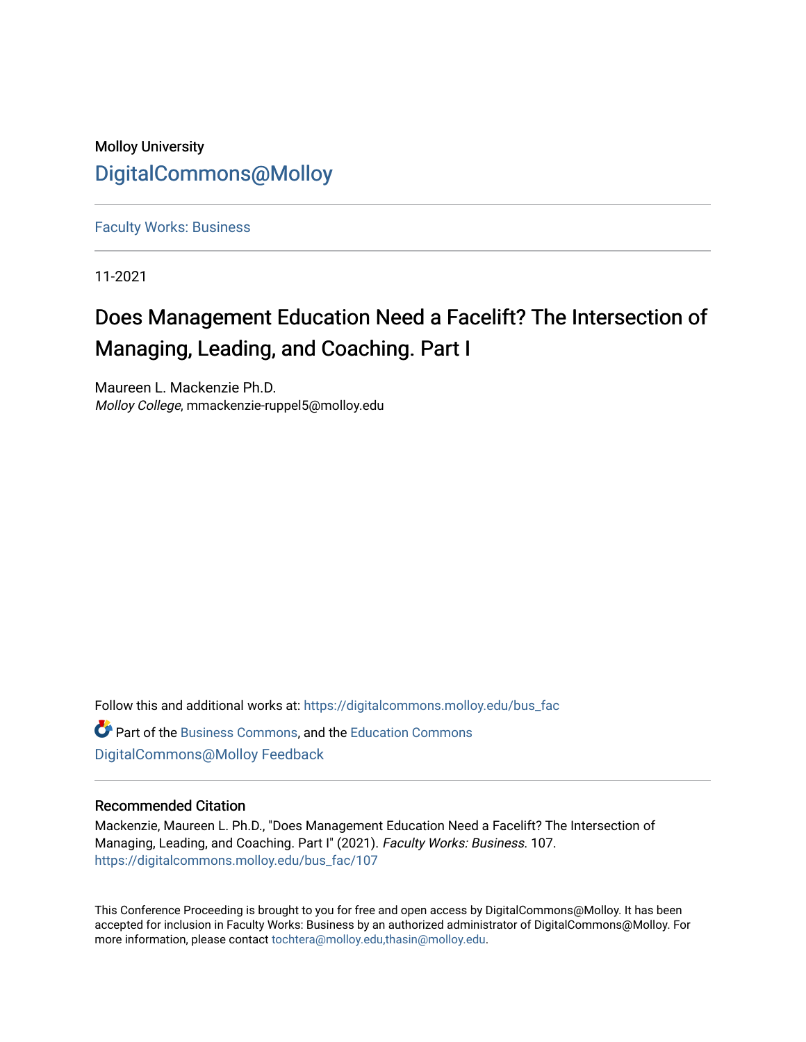Molloy University

DigitalCommons@Molloy

Faculty Works: Business

11-2021

# Does Management Education Need a Facelift? The Intersection of Managing, Leading, and Coaching. Part I

Maureen L. Mackenzie Ph.D.
*Molloy College*, mmackenzie-ruppel5@molloy.edu

Follow this and additional works at: https://digitalcommons.molloy.edu/bus_fac

Part of the Business Commons, and the Education Commons
DigitalCommons@Molloy Feedback

## Recommended Citation

Mackenzie, Maureen L. Ph.D., "Does Management Education Need a Facelift? The Intersection of Managing, Leading, and Coaching. Part I" (2021). *Faculty Works: Business*. 107.
https://digitalcommons.molloy.edu/bus_fac/107

This Conference Proceeding is brought to you for free and open access by DigitalCommons@Molloy. It has been accepted for inclusion in Faculty Works: Business by an authorized administrator of DigitalCommons@Molloy. For more information, please contact tochtera@molloy.edu,thasin@molloy.edu.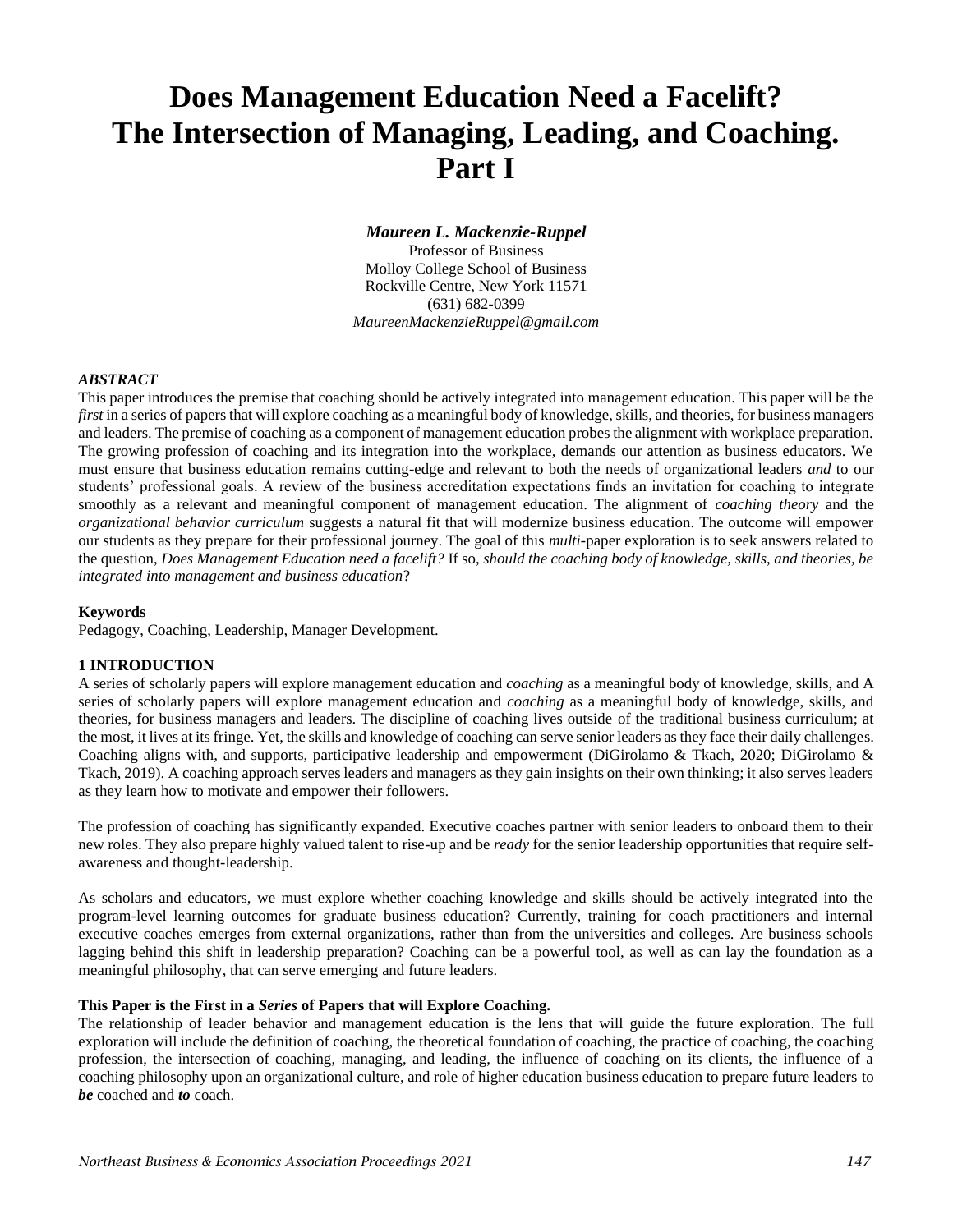# Does Management Education Need a Facelift? The Intersection of Managing, Leading, and Coaching. Part I

***Maureen L. Mackenzie-Ruppel***
Professor of Business
Molloy College School of Business
Rockville Centre, New York 11571
(631) 682-0399
*MaureenMackenzieRuppel@gmail.com*

### *ABSTRACT*

This paper introduces the premise that coaching should be actively integrated into management education. This paper will be the *first* in a series of papers that will explore coaching as a meaningful body of knowledge, skills, and theories, for business managers and leaders. The premise of coaching as a component of management education probes the alignment with workplace preparation. The growing profession of coaching and its integration into the workplace, demands our attention as business educators. We must ensure that business education remains cutting-edge and relevant to both the needs of organizational leaders *and* to our students' professional goals. A review of the business accreditation expectations finds an invitation for coaching to integrate smoothly as a relevant and meaningful component of management education. The alignment of *coaching theory* and the *organizational behavior curriculum* suggests a natural fit that will modernize business education. The outcome will empower our students as they prepare for their professional journey. The goal of this *multi*-paper exploration is to seek answers related to the question, *Does Management Education need a facelift?* If so, *should the coaching body of knowledge, skills, and theories, be integrated into management and business education*?

### Keywords

Pedagogy, Coaching, Leadership, Manager Development.

## 1 INTRODUCTION

A series of scholarly papers will explore management education and *coaching* as a meaningful body of knowledge, skills, and A series of scholarly papers will explore management education and *coaching* as a meaningful body of knowledge, skills, and theories, for business managers and leaders. The discipline of coaching lives outside of the traditional business curriculum; at the most, it lives at its fringe. Yet, the skills and knowledge of coaching can serve senior leaders as they face their daily challenges. Coaching aligns with, and supports, participative leadership and empowerment (DiGirolamo & Tkach, 2020; DiGirolamo & Tkach, 2019). A coaching approach serves leaders and managers as they gain insights on their own thinking; it also serves leaders as they learn how to motivate and empower their followers.

The profession of coaching has significantly expanded. Executive coaches partner with senior leaders to onboard them to their new roles. They also prepare highly valued talent to rise-up and be *ready* for the senior leadership opportunities that require self-awareness and thought-leadership.

As scholars and educators, we must explore whether coaching knowledge and skills should be actively integrated into the program-level learning outcomes for graduate business education? Currently, training for coach practitioners and internal executive coaches emerges from external organizations, rather than from the universities and colleges. Are business schools lagging behind this shift in leadership preparation? Coaching can be a powerful tool, as well as can lay the foundation as a meaningful philosophy, that can serve emerging and future leaders.

### This Paper is the First in a *Series* of Papers that will Explore Coaching.

The relationship of leader behavior and management education is the lens that will guide the future exploration. The full exploration will include the definition of coaching, the theoretical foundation of coaching, the practice of coaching, the coaching profession, the intersection of coaching, managing, and leading, the influence of coaching on its clients, the influence of a coaching philosophy upon an organizational culture, and role of higher education business education to prepare future leaders to ***be*** coached and ***to*** coach.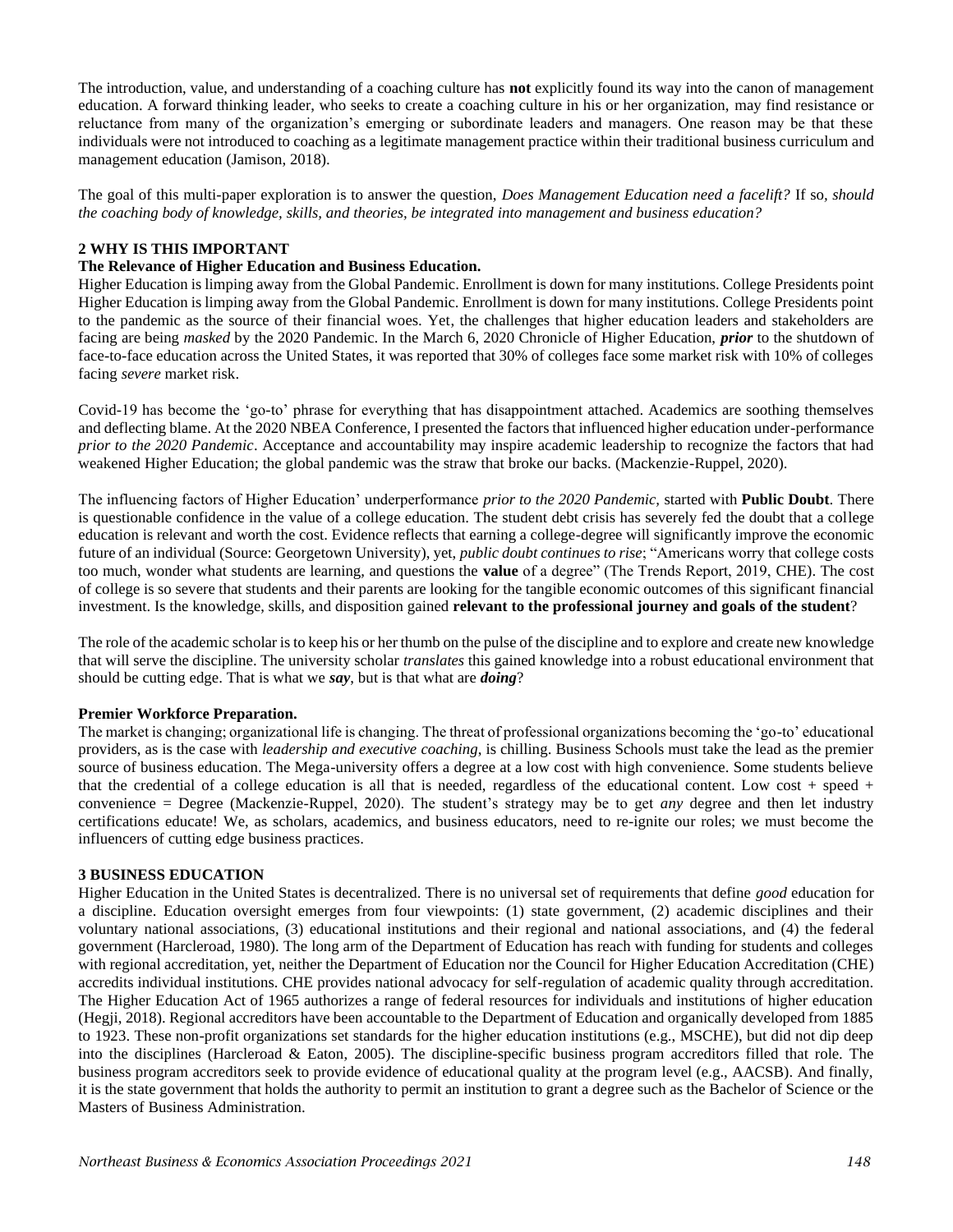The introduction, value, and understanding of a coaching culture has **not** explicitly found its way into the canon of management education. A forward thinking leader, who seeks to create a coaching culture in his or her organization, may find resistance or reluctance from many of the organization's emerging or subordinate leaders and managers. One reason may be that these individuals were not introduced to coaching as a legitimate management practice within their traditional business curriculum and management education (Jamison, 2018).

The goal of this multi-paper exploration is to answer the question, *Does Management Education need a facelift?* If so, *should the coaching body of knowledge, skills, and theories, be integrated into management and business education?*

## 2 WHY IS THIS IMPORTANT

### The Relevance of Higher Education and Business Education.

Higher Education is limping away from the Global Pandemic. Enrollment is down for many institutions. College Presidents point Higher Education is limping away from the Global Pandemic. Enrollment is down for many institutions. College Presidents point to the pandemic as the source of their financial woes. Yet, the challenges that higher education leaders and stakeholders are facing are being *masked* by the 2020 Pandemic. In the March 6, 2020 Chronicle of Higher Education, ***prior*** to the shutdown of face-to-face education across the United States, it was reported that 30% of colleges face some market risk with 10% of colleges facing *severe* market risk.

Covid-19 has become the 'go-to' phrase for everything that has disappointment attached. Academics are soothing themselves and deflecting blame. At the 2020 NBEA Conference, I presented the factors that influenced higher education under-performance *prior to the 2020 Pandemic*. Acceptance and accountability may inspire academic leadership to recognize the factors that had weakened Higher Education; the global pandemic was the straw that broke our backs. (Mackenzie-Ruppel, 2020).

The influencing factors of Higher Education' underperformance *prior to the 2020 Pandemic,* started with **Public Doubt**. There is questionable confidence in the value of a college education. The student debt crisis has severely fed the doubt that a college education is relevant and worth the cost. Evidence reflects that earning a college-degree will significantly improve the economic future of an individual (Source: Georgetown University), yet, *public doubt continues to rise*; "Americans worry that college costs too much, wonder what students are learning, and questions the **value** of a degree" (The Trends Report, 2019, CHE). The cost of college is so severe that students and their parents are looking for the tangible economic outcomes of this significant financial investment. Is the knowledge, skills, and disposition gained **relevant to the professional journey and goals of the student**?

The role of the academic scholar is to keep his or her thumb on the pulse of the discipline and to explore and create new knowledge that will serve the discipline. The university scholar *translates* this gained knowledge into a robust educational environment that should be cutting edge. That is what we ***say***, but is that what are ***doing***?

### Premier Workforce Preparation.

The market is changing; organizational life is changing. The threat of professional organizations becoming the 'go-to' educational providers, as is the case with *leadership and executive coaching*, is chilling. Business Schools must take the lead as the premier source of business education. The Mega-university offers a degree at a low cost with high convenience. Some students believe that the credential of a college education is all that is needed, regardless of the educational content. Low cost + speed + convenience = Degree (Mackenzie-Ruppel, 2020). The student's strategy may be to get *any* degree and then let industry certifications educate! We, as scholars, academics, and business educators, need to re-ignite our roles; we must become the influencers of cutting edge business practices.

## 3 BUSINESS EDUCATION

Higher Education in the United States is decentralized. There is no universal set of requirements that define *good* education for a discipline. Education oversight emerges from four viewpoints: (1) state government, (2) academic disciplines and their voluntary national associations, (3) educational institutions and their regional and national associations, and (4) the federal government (Harcleroad, 1980). The long arm of the Department of Education has reach with funding for students and colleges with regional accreditation, yet, neither the Department of Education nor the Council for Higher Education Accreditation (CHE) accredits individual institutions. CHE provides national advocacy for self-regulation of academic quality through accreditation. The Higher Education Act of 1965 authorizes a range of federal resources for individuals and institutions of higher education (Hegji, 2018). Regional accreditors have been accountable to the Department of Education and organically developed from 1885 to 1923. These non-profit organizations set standards for the higher education institutions (e.g., MSCHE), but did not dip deep into the disciplines (Harcleroad & Eaton, 2005). The discipline-specific business program accreditors filled that role. The business program accreditors seek to provide evidence of educational quality at the program level (e.g., AACSB). And finally, it is the state government that holds the authority to permit an institution to grant a degree such as the Bachelor of Science or the Masters of Business Administration.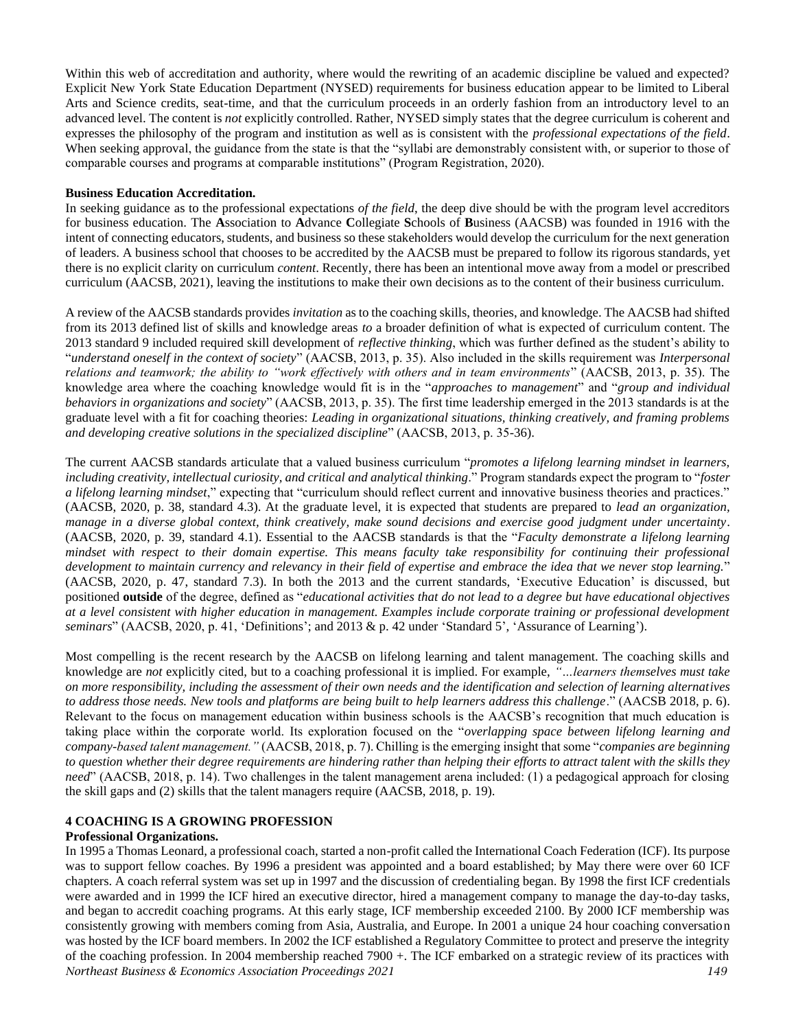Within this web of accreditation and authority, where would the rewriting of an academic discipline be valued and expected? Explicit New York State Education Department (NYSED) requirements for business education appear to be limited to Liberal Arts and Science credits, seat-time, and that the curriculum proceeds in an orderly fashion from an introductory level to an advanced level. The content is *not* explicitly controlled. Rather, NYSED simply states that the degree curriculum is coherent and expresses the philosophy of the program and institution as well as is consistent with the *professional expectations of the field*. When seeking approval, the guidance from the state is that the "syllabi are demonstrably consistent with, or superior to those of comparable courses and programs at comparable institutions" (Program Registration, 2020).

**Business Education Accreditation.**

In seeking guidance as to the professional expectations *of the field*, the deep dive should be with the program level accreditors for business education. The **A**ssociation to **A**dvance **C**ollegiate **S**chools of **B**usiness (AACSB) was founded in 1916 with the intent of connecting educators, students, and business so these stakeholders would develop the curriculum for the next generation of leaders. A business school that chooses to be accredited by the AACSB must be prepared to follow its rigorous standards, yet there is no explicit clarity on curriculum *content*. Recently, there has been an intentional move away from a model or prescribed curriculum (AACSB, 2021), leaving the institutions to make their own decisions as to the content of their business curriculum.

A review of the AACSB standards provides *invitation* as to the coaching skills, theories, and knowledge. The AACSB had shifted from its 2013 defined list of skills and knowledge areas *to* a broader definition of what is expected of curriculum content. The 2013 standard 9 included required skill development of *reflective thinking*, which was further defined as the student's ability to "*understand oneself in the context of society*" (AACSB, 2013, p. 35). Also included in the skills requirement was *Interpersonal relations and teamwork; the ability to "work effectively with others and in team environments*" (AACSB, 2013, p. 35). The knowledge area where the coaching knowledge would fit is in the "*approaches to management*" and "*group and individual behaviors in organizations and society*" (AACSB, 2013, p. 35). The first time leadership emerged in the 2013 standards is at the graduate level with a fit for coaching theories: *Leading in organizational situations, thinking creatively, and framing problems and developing creative solutions in the specialized discipline*" (AACSB, 2013, p. 35-36).

The current AACSB standards articulate that a valued business curriculum "*promotes a lifelong learning mindset in learners, including creativity, intellectual curiosity, and critical and analytical thinking*." Program standards expect the program to "*foster a lifelong learning mindset*," expecting that "curriculum should reflect current and innovative business theories and practices." (AACSB, 2020, p. 38, standard 4.3). At the graduate level, it is expected that students are prepared to *lead an organization, manage in a diverse global context, think creatively, make sound decisions and exercise good judgment under uncertainty*. (AACSB, 2020, p. 39, standard 4.1). Essential to the AACSB standards is that the "*Faculty demonstrate a lifelong learning mindset with respect to their domain expertise. This means faculty take responsibility for continuing their professional development to maintain currency and relevancy in their field of expertise and embrace the idea that we never stop learning.*" (AACSB, 2020, p. 47, standard 7.3). In both the 2013 and the current standards, 'Executive Education' is discussed, but positioned **outside** of the degree, defined as "*educational activities that do not lead to a degree but have educational objectives at a level consistent with higher education in management. Examples include corporate training or professional development seminars*" (AACSB, 2020, p. 41, 'Definitions'; and 2013 & p. 42 under 'Standard 5', 'Assurance of Learning').

Most compelling is the recent research by the AACSB on lifelong learning and talent management. The coaching skills and knowledge are *not* explicitly cited, but to a coaching professional it is implied. For example, *"…learners themselves must take on more responsibility, including the assessment of their own needs and the identification and selection of learning alternatives to address those needs. New tools and platforms are being built to help learners address this challenge*." (AACSB 2018, p. 6). Relevant to the focus on management education within business schools is the AACSB's recognition that much education is taking place within the corporate world. Its exploration focused on the "*overlapping space between lifelong learning and company-based talent management."* (AACSB, 2018, p. 7). Chilling is the emerging insight that some "*companies are beginning to question whether their degree requirements are hindering rather than helping their efforts to attract talent with the skills they need*" (AACSB, 2018, p. 14). Two challenges in the talent management arena included: (1) a pedagogical approach for closing the skill gaps and (2) skills that the talent managers require (AACSB, 2018, p. 19).

## 4 COACHING IS A GROWING PROFESSION

**Professional Organizations.**

In 1995 a Thomas Leonard, a professional coach, started a non-profit called the International Coach Federation (ICF). Its purpose was to support fellow coaches. By 1996 a president was appointed and a board established; by May there were over 60 ICF chapters. A coach referral system was set up in 1997 and the discussion of credentialing began. By 1998 the first ICF credentials were awarded and in 1999 the ICF hired an executive director, hired a management company to manage the day-to-day tasks, and began to accredit coaching programs. At this early stage, ICF membership exceeded 2100. By 2000 ICF membership was consistently growing with members coming from Asia, Australia, and Europe. In 2001 a unique 24 hour coaching conversation was hosted by the ICF board members. In 2002 the ICF established a Regulatory Committee to protect and preserve the integrity of the coaching profession. In 2004 membership reached 7900 +. The ICF embarked on a strategic review of its practices with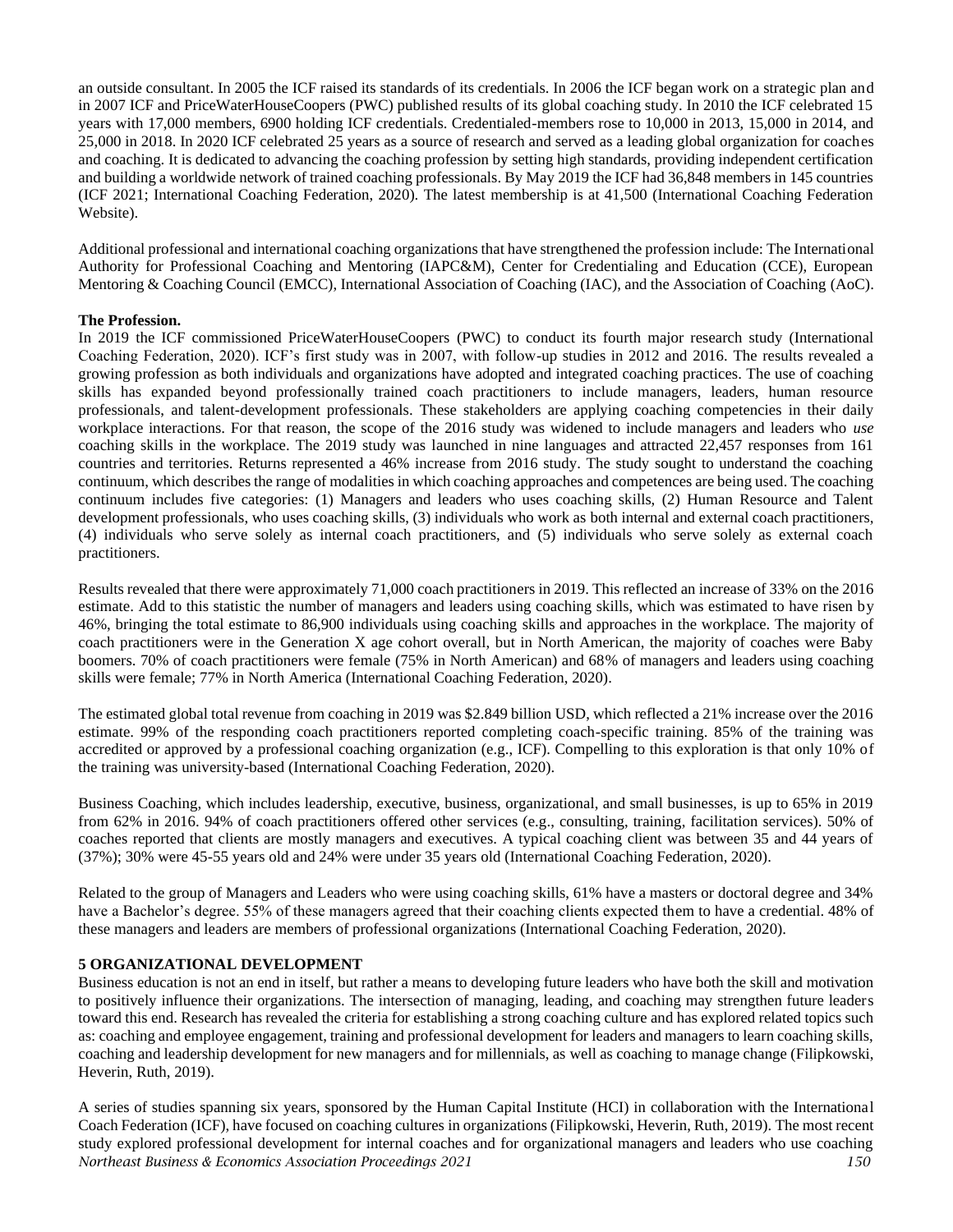an outside consultant. In 2005 the ICF raised its standards of its credentials. In 2006 the ICF began work on a strategic plan and in 2007 ICF and PriceWaterHouseCoopers (PWC) published results of its global coaching study. In 2010 the ICF celebrated 15 years with 17,000 members, 6900 holding ICF credentials. Credentialed-members rose to 10,000 in 2013, 15,000 in 2014, and 25,000 in 2018. In 2020 ICF celebrated 25 years as a source of research and served as a leading global organization for coaches and coaching. It is dedicated to advancing the coaching profession by setting high standards, providing independent certification and building a worldwide network of trained coaching professionals. By May 2019 the ICF had 36,848 members in 145 countries (ICF 2021; International Coaching Federation, 2020). The latest membership is at 41,500 (International Coaching Federation Website).

Additional professional and international coaching organizations that have strengthened the profession include: The International Authority for Professional Coaching and Mentoring (IAPC&M), Center for Credentialing and Education (CCE), European Mentoring & Coaching Council (EMCC), International Association of Coaching (IAC), and the Association of Coaching (AoC).

**The Profession.**

In 2019 the ICF commissioned PriceWaterHouseCoopers (PWC) to conduct its fourth major research study (International Coaching Federation, 2020). ICF's first study was in 2007, with follow-up studies in 2012 and 2016. The results revealed a growing profession as both individuals and organizations have adopted and integrated coaching practices. The use of coaching skills has expanded beyond professionally trained coach practitioners to include managers, leaders, human resource professionals, and talent-development professionals. These stakeholders are applying coaching competencies in their daily workplace interactions. For that reason, the scope of the 2016 study was widened to include managers and leaders who *use* coaching skills in the workplace. The 2019 study was launched in nine languages and attracted 22,457 responses from 161 countries and territories. Returns represented a 46% increase from 2016 study. The study sought to understand the coaching continuum, which describes the range of modalities in which coaching approaches and competences are being used. The coaching continuum includes five categories: (1) Managers and leaders who uses coaching skills, (2) Human Resource and Talent development professionals, who uses coaching skills, (3) individuals who work as both internal and external coach practitioners, (4) individuals who serve solely as internal coach practitioners, and (5) individuals who serve solely as external coach practitioners.

Results revealed that there were approximately 71,000 coach practitioners in 2019. This reflected an increase of 33% on the 2016 estimate. Add to this statistic the number of managers and leaders using coaching skills, which was estimated to have risen by 46%, bringing the total estimate to 86,900 individuals using coaching skills and approaches in the workplace. The majority of coach practitioners were in the Generation X age cohort overall, but in North American, the majority of coaches were Baby boomers. 70% of coach practitioners were female (75% in North American) and 68% of managers and leaders using coaching skills were female; 77% in North America (International Coaching Federation, 2020).

The estimated global total revenue from coaching in 2019 was $2.849 billion USD, which reflected a 21% increase over the 2016 estimate. 99% of the responding coach practitioners reported completing coach-specific training. 85% of the training was accredited or approved by a professional coaching organization (e.g., ICF). Compelling to this exploration is that only 10% of the training was university-based (International Coaching Federation, 2020).

Business Coaching, which includes leadership, executive, business, organizational, and small businesses, is up to 65% in 2019 from 62% in 2016. 94% of coach practitioners offered other services (e.g., consulting, training, facilitation services). 50% of coaches reported that clients are mostly managers and executives. A typical coaching client was between 35 and 44 years of (37%); 30% were 45-55 years old and 24% were under 35 years old (International Coaching Federation, 2020).

Related to the group of Managers and Leaders who were using coaching skills, 61% have a masters or doctoral degree and 34% have a Bachelor's degree. 55% of these managers agreed that their coaching clients expected them to have a credential. 48% of these managers and leaders are members of professional organizations (International Coaching Federation, 2020).

## 5 ORGANIZATIONAL DEVELOPMENT

Business education is not an end in itself, but rather a means to developing future leaders who have both the skill and motivation to positively influence their organizations. The intersection of managing, leading, and coaching may strengthen future leaders toward this end. Research has revealed the criteria for establishing a strong coaching culture and has explored related topics such as: coaching and employee engagement, training and professional development for leaders and managers to learn coaching skills, coaching and leadership development for new managers and for millennials, as well as coaching to manage change (Filipkowski, Heverin, Ruth, 2019).

A series of studies spanning six years, sponsored by the Human Capital Institute (HCI) in collaboration with the International Coach Federation (ICF), have focused on coaching cultures in organizations (Filipkowski, Heverin, Ruth, 2019). The most recent study explored professional development for internal coaches and for organizational managers and leaders who use coaching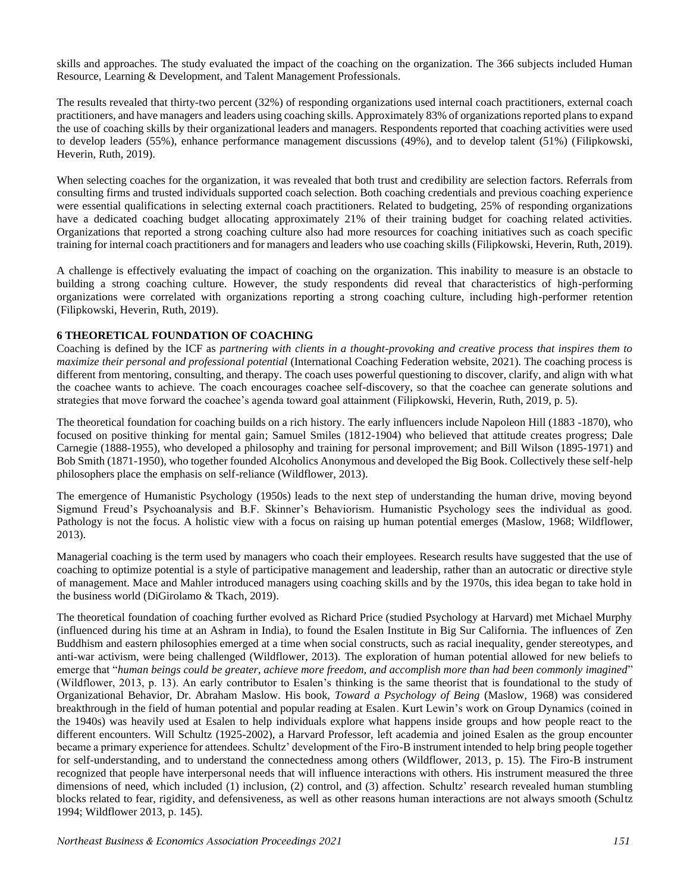skills and approaches. The study evaluated the impact of the coaching on the organization. The 366 subjects included Human Resource, Learning & Development, and Talent Management Professionals.

The results revealed that thirty-two percent (32%) of responding organizations used internal coach practitioners, external coach practitioners, and have managers and leaders using coaching skills. Approximately 83% of organizations reported plans to expand the use of coaching skills by their organizational leaders and managers. Respondents reported that coaching activities were used to develop leaders (55%), enhance performance management discussions (49%), and to develop talent (51%) (Filipkowski, Heverin, Ruth, 2019).

When selecting coaches for the organization, it was revealed that both trust and credibility are selection factors. Referrals from consulting firms and trusted individuals supported coach selection. Both coaching credentials and previous coaching experience were essential qualifications in selecting external coach practitioners. Related to budgeting, 25% of responding organizations have a dedicated coaching budget allocating approximately 21% of their training budget for coaching related activities. Organizations that reported a strong coaching culture also had more resources for coaching initiatives such as coach specific training for internal coach practitioners and for managers and leaders who use coaching skills (Filipkowski, Heverin, Ruth, 2019).

A challenge is effectively evaluating the impact of coaching on the organization. This inability to measure is an obstacle to building a strong coaching culture. However, the study respondents did reveal that characteristics of high-performing organizations were correlated with organizations reporting a strong coaching culture, including high-performer retention (Filipkowski, Heverin, Ruth, 2019).

## 6 THEORETICAL FOUNDATION OF COACHING

Coaching is defined by the ICF as *partnering with clients in a thought-provoking and creative process that inspires them to maximize their personal and professional potential* (International Coaching Federation website, 2021). The coaching process is different from mentoring, consulting, and therapy. The coach uses powerful questioning to discover, clarify, and align with what the coachee wants to achieve. The coach encourages coachee self-discovery, so that the coachee can generate solutions and strategies that move forward the coachee's agenda toward goal attainment (Filipkowski, Heverin, Ruth, 2019, p. 5).

The theoretical foundation for coaching builds on a rich history. The early influencers include Napoleon Hill (1883 -1870), who focused on positive thinking for mental gain; Samuel Smiles (1812-1904) who believed that attitude creates progress; Dale Carnegie (1888-1955), who developed a philosophy and training for personal improvement; and Bill Wilson (1895-1971) and Bob Smith (1871-1950), who together founded Alcoholics Anonymous and developed the Big Book. Collectively these self-help philosophers place the emphasis on self-reliance (Wildflower, 2013).

The emergence of Humanistic Psychology (1950s) leads to the next step of understanding the human drive, moving beyond Sigmund Freud's Psychoanalysis and B.F. Skinner's Behaviorism. Humanistic Psychology sees the individual as good. Pathology is not the focus. A holistic view with a focus on raising up human potential emerges (Maslow, 1968; Wildflower, 2013).

Managerial coaching is the term used by managers who coach their employees. Research results have suggested that the use of coaching to optimize potential is a style of participative management and leadership, rather than an autocratic or directive style of management. Mace and Mahler introduced managers using coaching skills and by the 1970s, this idea began to take hold in the business world (DiGirolamo & Tkach, 2019).

The theoretical foundation of coaching further evolved as Richard Price (studied Psychology at Harvard) met Michael Murphy (influenced during his time at an Ashram in India), to found the Esalen Institute in Big Sur California. The influences of Zen Buddhism and eastern philosophies emerged at a time when social constructs, such as racial inequality, gender stereotypes, and anti-war activism, were being challenged (Wildflower, 2013). The exploration of human potential allowed for new beliefs to emerge that "*human beings could be greater, achieve more freedom, and accomplish more than had been commonly imagined*" (Wildflower, 2013, p. 13). An early contributor to Esalen's thinking is the same theorist that is foundational to the study of Organizational Behavior, Dr. Abraham Maslow. His book, *Toward a Psychology of Being* (Maslow, 1968) was considered breakthrough in the field of human potential and popular reading at Esalen. Kurt Lewin's work on Group Dynamics (coined in the 1940s) was heavily used at Esalen to help individuals explore what happens inside groups and how people react to the different encounters. Will Schultz (1925-2002), a Harvard Professor, left academia and joined Esalen as the group encounter became a primary experience for attendees. Schultz' development of the Firo-B instrument intended to help bring people together for self-understanding, and to understand the connectedness among others (Wildflower, 2013, p. 15). The Firo-B instrument recognized that people have interpersonal needs that will influence interactions with others. His instrument measured the three dimensions of need, which included (1) inclusion, (2) control, and (3) affection. Schultz' research revealed human stumbling blocks related to fear, rigidity, and defensiveness, as well as other reasons human interactions are not always smooth (Schultz 1994; Wildflower 2013, p. 145).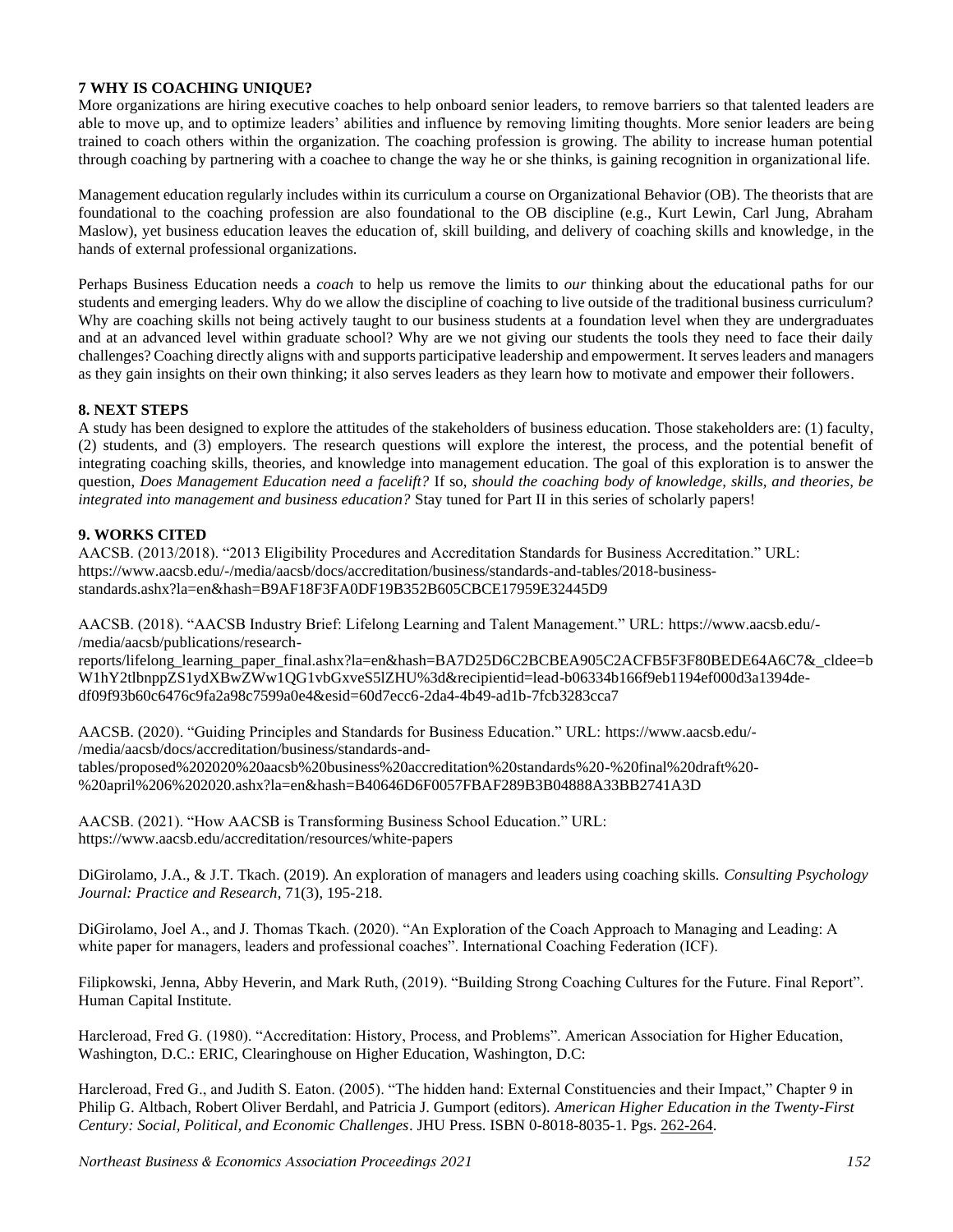## 7 WHY IS COACHING UNIQUE?

More organizations are hiring executive coaches to help onboard senior leaders, to remove barriers so that talented leaders are able to move up, and to optimize leaders' abilities and influence by removing limiting thoughts. More senior leaders are being trained to coach others within the organization. The coaching profession is growing. The ability to increase human potential through coaching by partnering with a coachee to change the way he or she thinks, is gaining recognition in organizational life.

Management education regularly includes within its curriculum a course on Organizational Behavior (OB). The theorists that are foundational to the coaching profession are also foundational to the OB discipline (e.g., Kurt Lewin, Carl Jung, Abraham Maslow), yet business education leaves the education of, skill building, and delivery of coaching skills and knowledge, in the hands of external professional organizations.

Perhaps Business Education needs a *coach* to help us remove the limits to *our* thinking about the educational paths for our students and emerging leaders. Why do we allow the discipline of coaching to live outside of the traditional business curriculum? Why are coaching skills not being actively taught to our business students at a foundation level when they are undergraduates and at an advanced level within graduate school? Why are we not giving our students the tools they need to face their daily challenges? Coaching directly aligns with and supports participative leadership and empowerment. It serves leaders and managers as they gain insights on their own thinking; it also serves leaders as they learn how to motivate and empower their followers.

## 8. NEXT STEPS

A study has been designed to explore the attitudes of the stakeholders of business education. Those stakeholders are: (1) faculty, (2) students, and (3) employers. The research questions will explore the interest, the process, and the potential benefit of integrating coaching skills, theories, and knowledge into management education. The goal of this exploration is to answer the question, *Does Management Education need a facelift?* If so, *should the coaching body of knowledge, skills, and theories, be integrated into management and business education?* Stay tuned for Part II in this series of scholarly papers!

## 9. WORKS CITED

AACSB. (2013/2018). "2013 Eligibility Procedures and Accreditation Standards for Business Accreditation." URL: https://www.aacsb.edu/-/media/aacsb/docs/accreditation/business/standards-and-tables/2018-business-standards.ashx?la=en&hash=B9AF18F3FA0DF19B352B605CBCE17959E32445D9

AACSB. (2018). "AACSB Industry Brief: Lifelong Learning and Talent Management." URL: https://www.aacsb.edu/-/media/aacsb/publications/research-reports/lifelong_learning_paper_final.ashx?la=en&hash=BA7D25D6C2BCBEA905C2ACFB5F3F80BEDE64A6C7&_cldee=bW1hY2tlbnppZS1ydXBwZWw1QG1vbGxveS5lZHU%3d&recipientid=lead-b06334b166f9eb1194ef000d3a1394de-df09f93b60c6476c9fa2a98c7599a0e4&esid=60d7ecc6-2da4-4b49-ad1b-7fcb3283cca7

AACSB. (2020). "Guiding Principles and Standards for Business Education." URL: https://www.aacsb.edu/-/media/aacsb/docs/accreditation/business/standards-and-tables/proposed%202020%20aacsb%20business%20accreditation%20standards%20-%20final%20draft%20-%20april%206%202020.ashx?la=en&hash=B40646D6F0057FBAF289B3B04888A33BB2741A3D

AACSB. (2021). "How AACSB is Transforming Business School Education." URL: https://www.aacsb.edu/accreditation/resources/white-papers

DiGirolamo, J.A., & J.T. Tkach. (2019). An exploration of managers and leaders using coaching skills. *Consulting Psychology Journal: Practice and Research*, 71(3), 195-218.

DiGirolamo, Joel A., and J. Thomas Tkach. (2020). "An Exploration of the Coach Approach to Managing and Leading: A white paper for managers, leaders and professional coaches". International Coaching Federation (ICF).

Filipkowski, Jenna, Abby Heverin, and Mark Ruth, (2019). "Building Strong Coaching Cultures for the Future. Final Report". Human Capital Institute.

Harcleroad, Fred G. (1980). "Accreditation: History, Process, and Problems". American Association for Higher Education, Washington, D.C.: ERIC, Clearinghouse on Higher Education, Washington, D.C:

Harcleroad, Fred G., and Judith S. Eaton. (2005). "The hidden hand: External Constituencies and their Impact," Chapter 9 in Philip G. Altbach, Robert Oliver Berdahl, and Patricia J. Gumport (editors). *American Higher Education in the Twenty-First Century: Social, Political, and Economic Challenges*. JHU Press. ISBN 0-8018-8035-1. Pgs. 262-264.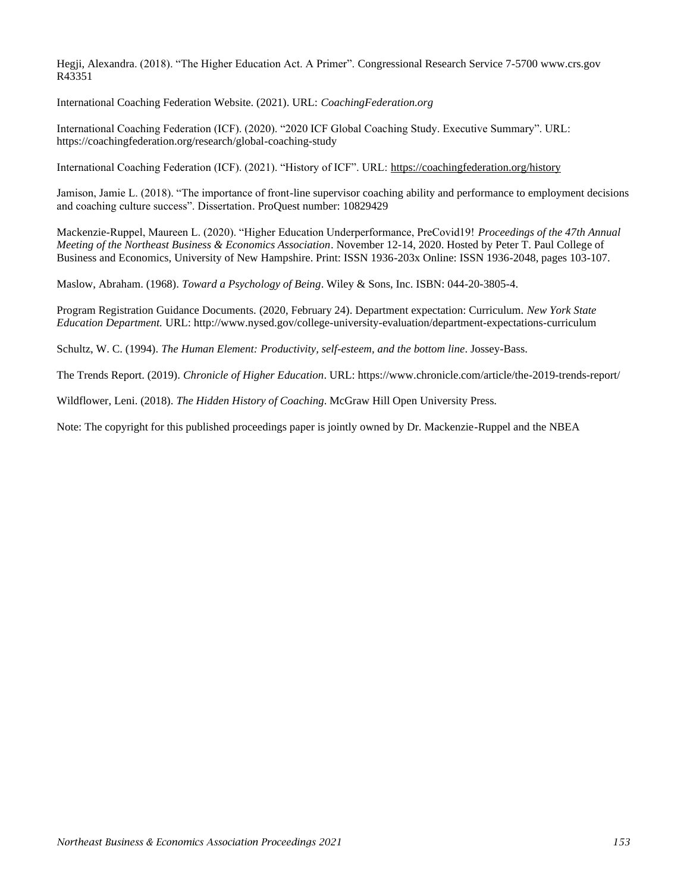Hegji, Alexandra. (2018). "The Higher Education Act. A Primer". Congressional Research Service 7-5700 www.crs.gov R43351

International Coaching Federation Website. (2021). URL: *CoachingFederation.org*

International Coaching Federation (ICF). (2020). "2020 ICF Global Coaching Study. Executive Summary". URL: https://coachingfederation.org/research/global-coaching-study

International Coaching Federation (ICF). (2021). "History of ICF". URL: https://coachingfederation.org/history

Jamison, Jamie L. (2018). "The importance of front-line supervisor coaching ability and performance to employment decisions and coaching culture success". Dissertation. ProQuest number: 10829429

Mackenzie-Ruppel, Maureen L. (2020). "Higher Education Underperformance, PreCovid19! *Proceedings of the 47th Annual Meeting of the Northeast Business & Economics Association*. November 12-14, 2020. Hosted by Peter T. Paul College of Business and Economics, University of New Hampshire. Print: ISSN 1936-203x Online: ISSN 1936-2048, pages 103-107.

Maslow, Abraham. (1968). *Toward a Psychology of Being*. Wiley & Sons, Inc. ISBN: 044-20-3805-4.

Program Registration Guidance Documents. (2020, February 24). Department expectation: Curriculum. *New York State Education Department.* URL: http://www.nysed.gov/college-university-evaluation/department-expectations-curriculum

Schultz, W. C. (1994). *The Human Element: Productivity, self-esteem, and the bottom line*. Jossey-Bass.

The Trends Report. (2019). *Chronicle of Higher Education*. URL: https://www.chronicle.com/article/the-2019-trends-report/

Wildflower, Leni. (2018). *The Hidden History of Coaching*. McGraw Hill Open University Press.

Note: The copyright for this published proceedings paper is jointly owned by Dr. Mackenzie-Ruppel and the NBEA